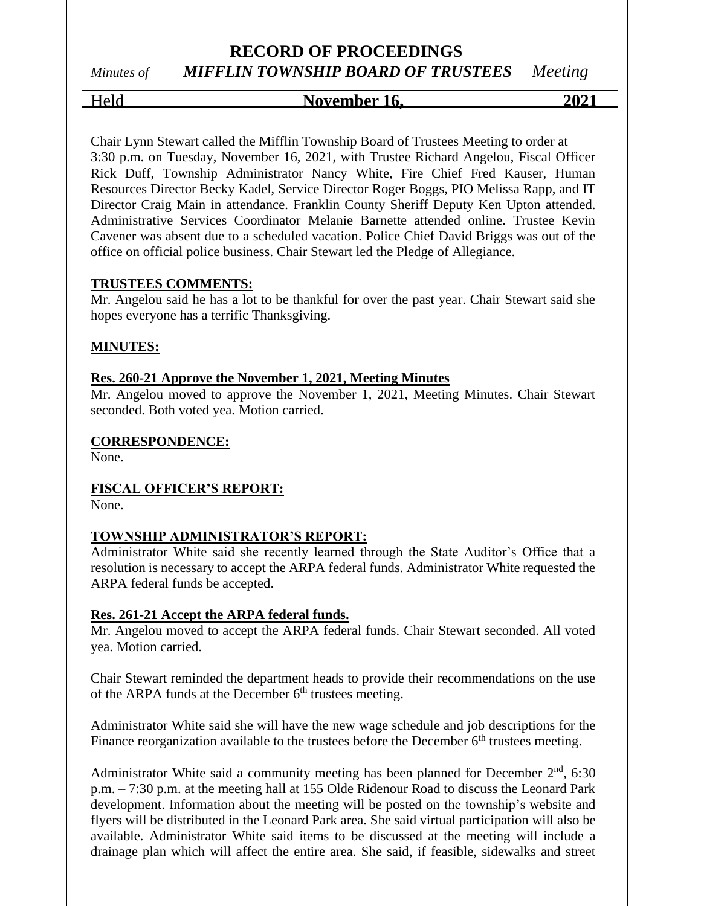# RECORD OF PROCEEDINGS

*Minutes of* ***MIFFLIN TOWNSHIP BOARD OF TRUSTEES*** *Meeting*

Held **November 16, 2021**

Chair Lynn Stewart called the Mifflin Township Board of Trustees Meeting to order at 3:30 p.m. on Tuesday, November 16, 2021, with Trustee Richard Angelou, Fiscal Officer Rick Duff, Township Administrator Nancy White, Fire Chief Fred Kauser, Human Resources Director Becky Kadel, Service Director Roger Boggs, PIO Melissa Rapp, and IT Director Craig Main in attendance. Franklin County Sheriff Deputy Ken Upton attended. Administrative Services Coordinator Melanie Barnette attended online. Trustee Kevin Cavener was absent due to a scheduled vacation. Police Chief David Briggs was out of the office on official police business. Chair Stewart led the Pledge of Allegiance.

**TRUSTEES COMMENTS:**

Mr. Angelou said he has a lot to be thankful for over the past year. Chair Stewart said she hopes everyone has a terrific Thanksgiving.

**MINUTES:**

**Res. 260-21 Approve the November 1, 2021, Meeting Minutes**

Mr. Angelou moved to approve the November 1, 2021, Meeting Minutes. Chair Stewart seconded. Both voted yea. Motion carried.

**CORRESPONDENCE:**

None.

**FISCAL OFFICER'S REPORT:**

None.

**TOWNSHIP ADMINISTRATOR'S REPORT:**

Administrator White said she recently learned through the State Auditor's Office that a resolution is necessary to accept the ARPA federal funds. Administrator White requested the ARPA federal funds be accepted.

**Res. 261-21 Accept the ARPA federal funds.**

Mr. Angelou moved to accept the ARPA federal funds. Chair Stewart seconded. All voted yea. Motion carried.

Chair Stewart reminded the department heads to provide their recommendations on the use of the ARPA funds at the December 6th trustees meeting.

Administrator White said she will have the new wage schedule and job descriptions for the Finance reorganization available to the trustees before the December 6th trustees meeting.

Administrator White said a community meeting has been planned for December 2nd, 6:30 p.m. – 7:30 p.m. at the meeting hall at 155 Olde Ridenour Road to discuss the Leonard Park development. Information about the meeting will be posted on the township's website and flyers will be distributed in the Leonard Park area. She said virtual participation will also be available. Administrator White said items to be discussed at the meeting will include a drainage plan which will affect the entire area. She said, if feasible, sidewalks and street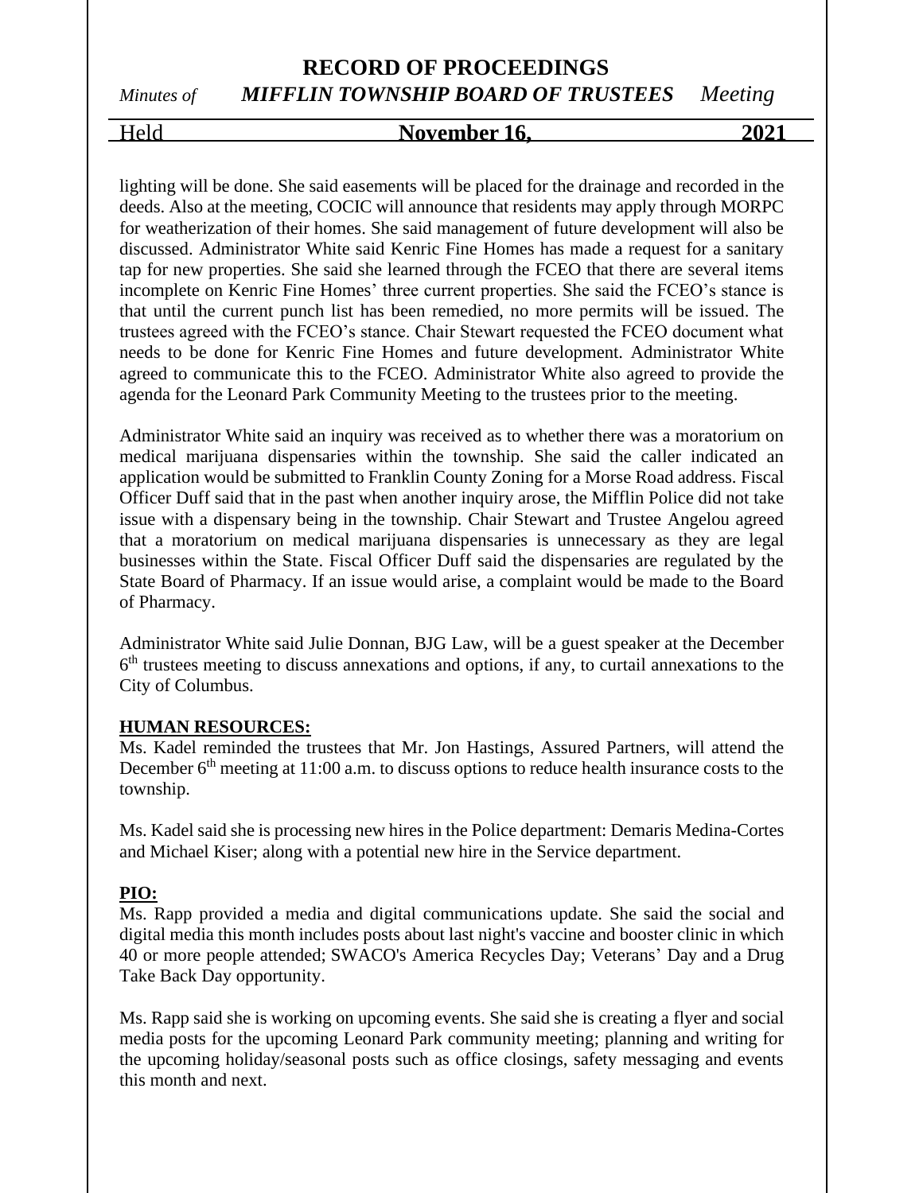lighting will be done. She said easements will be placed for the drainage and recorded in the deeds. Also at the meeting, COCIC will announce that residents may apply through MORPC for weatherization of their homes. She said management of future development will also be discussed. Administrator White said Kenric Fine Homes has made a request for a sanitary tap for new properties. She said she learned through the FCEO that there are several items incomplete on Kenric Fine Homes' three current properties. She said the FCEO's stance is that until the current punch list has been remedied, no more permits will be issued. The trustees agreed with the FCEO's stance. Chair Stewart requested the FCEO document what needs to be done for Kenric Fine Homes and future development. Administrator White agreed to communicate this to the FCEO. Administrator White also agreed to provide the agenda for the Leonard Park Community Meeting to the trustees prior to the meeting.

Administrator White said an inquiry was received as to whether there was a moratorium on medical marijuana dispensaries within the township. She said the caller indicated an application would be submitted to Franklin County Zoning for a Morse Road address. Fiscal Officer Duff said that in the past when another inquiry arose, the Mifflin Police did not take issue with a dispensary being in the township. Chair Stewart and Trustee Angelou agreed that a moratorium on medical marijuana dispensaries is unnecessary as they are legal businesses within the State. Fiscal Officer Duff said the dispensaries are regulated by the State Board of Pharmacy. If an issue would arise, a complaint would be made to the Board of Pharmacy.

Administrator White said Julie Donnan, BJG Law, will be a guest speaker at the December 6th trustees meeting to discuss annexations and options, if any, to curtail annexations to the City of Columbus.

**HUMAN RESOURCES:**

Ms. Kadel reminded the trustees that Mr. Jon Hastings, Assured Partners, will attend the December 6th meeting at 11:00 a.m. to discuss options to reduce health insurance costs to the township.

Ms. Kadel said she is processing new hires in the Police department: Demaris Medina-Cortes and Michael Kiser; along with a potential new hire in the Service department.

**PIO:**

Ms. Rapp provided a media and digital communications update. She said the social and digital media this month includes posts about last night's vaccine and booster clinic in which 40 or more people attended; SWACO's America Recycles Day; Veterans' Day and a Drug Take Back Day opportunity.

Ms. Rapp said she is working on upcoming events. She said she is creating a flyer and social media posts for the upcoming Leonard Park community meeting; planning and writing for the upcoming holiday/seasonal posts such as office closings, safety messaging and events this month and next.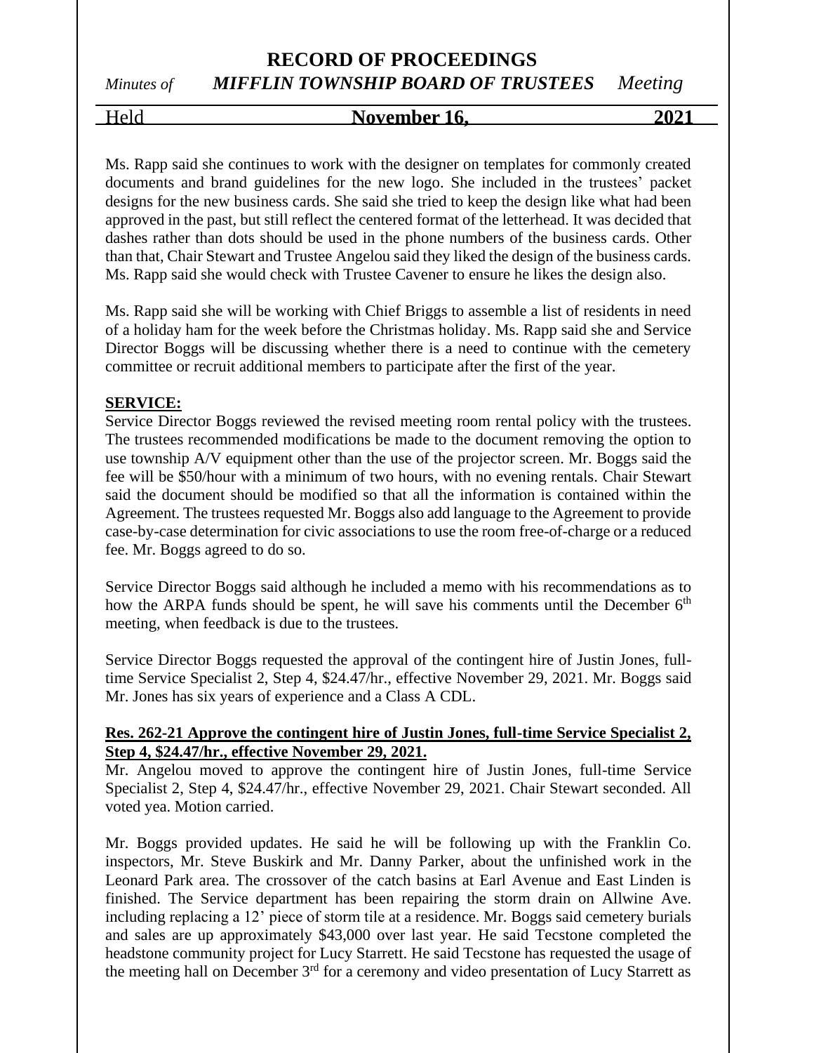Ms. Rapp said she continues to work with the designer on templates for commonly created documents and brand guidelines for the new logo. She included in the trustees' packet designs for the new business cards. She said she tried to keep the design like what had been approved in the past, but still reflect the centered format of the letterhead. It was decided that dashes rather than dots should be used in the phone numbers of the business cards. Other than that, Chair Stewart and Trustee Angelou said they liked the design of the business cards. Ms. Rapp said she would check with Trustee Cavener to ensure he likes the design also.

Ms. Rapp said she will be working with Chief Briggs to assemble a list of residents in need of a holiday ham for the week before the Christmas holiday. Ms. Rapp said she and Service Director Boggs will be discussing whether there is a need to continue with the cemetery committee or recruit additional members to participate after the first of the year.

**SERVICE:**

Service Director Boggs reviewed the revised meeting room rental policy with the trustees. The trustees recommended modifications be made to the document removing the option to use township A/V equipment other than the use of the projector screen. Mr. Boggs said the fee will be $50/hour with a minimum of two hours, with no evening rentals. Chair Stewart said the document should be modified so that all the information is contained within the Agreement. The trustees requested Mr. Boggs also add language to the Agreement to provide case-by-case determination for civic associations to use the room free-of-charge or a reduced fee. Mr. Boggs agreed to do so.

Service Director Boggs said although he included a memo with his recommendations as to how the ARPA funds should be spent, he will save his comments until the December 6th meeting, when feedback is due to the trustees.

Service Director Boggs requested the approval of the contingent hire of Justin Jones, full-time Service Specialist 2, Step 4, $24.47/hr., effective November 29, 2021. Mr. Boggs said Mr. Jones has six years of experience and a Class A CDL.

**Res. 262-21 Approve the contingent hire of Justin Jones, full-time Service Specialist 2, Step 4, $24.47/hr., effective November 29, 2021.**

Mr. Angelou moved to approve the contingent hire of Justin Jones, full-time Service Specialist 2, Step 4, $24.47/hr., effective November 29, 2021. Chair Stewart seconded. All voted yea. Motion carried.

Mr. Boggs provided updates. He said he will be following up with the Franklin Co. inspectors, Mr. Steve Buskirk and Mr. Danny Parker, about the unfinished work in the Leonard Park area. The crossover of the catch basins at Earl Avenue and East Linden is finished. The Service department has been repairing the storm drain on Allwine Ave. including replacing a 12' piece of storm tile at a residence. Mr. Boggs said cemetery burials and sales are up approximately $43,000 over last year. He said Tecstone completed the headstone community project for Lucy Starrett. He said Tecstone has requested the usage of the meeting hall on December 3rd for a ceremony and video presentation of Lucy Starrett as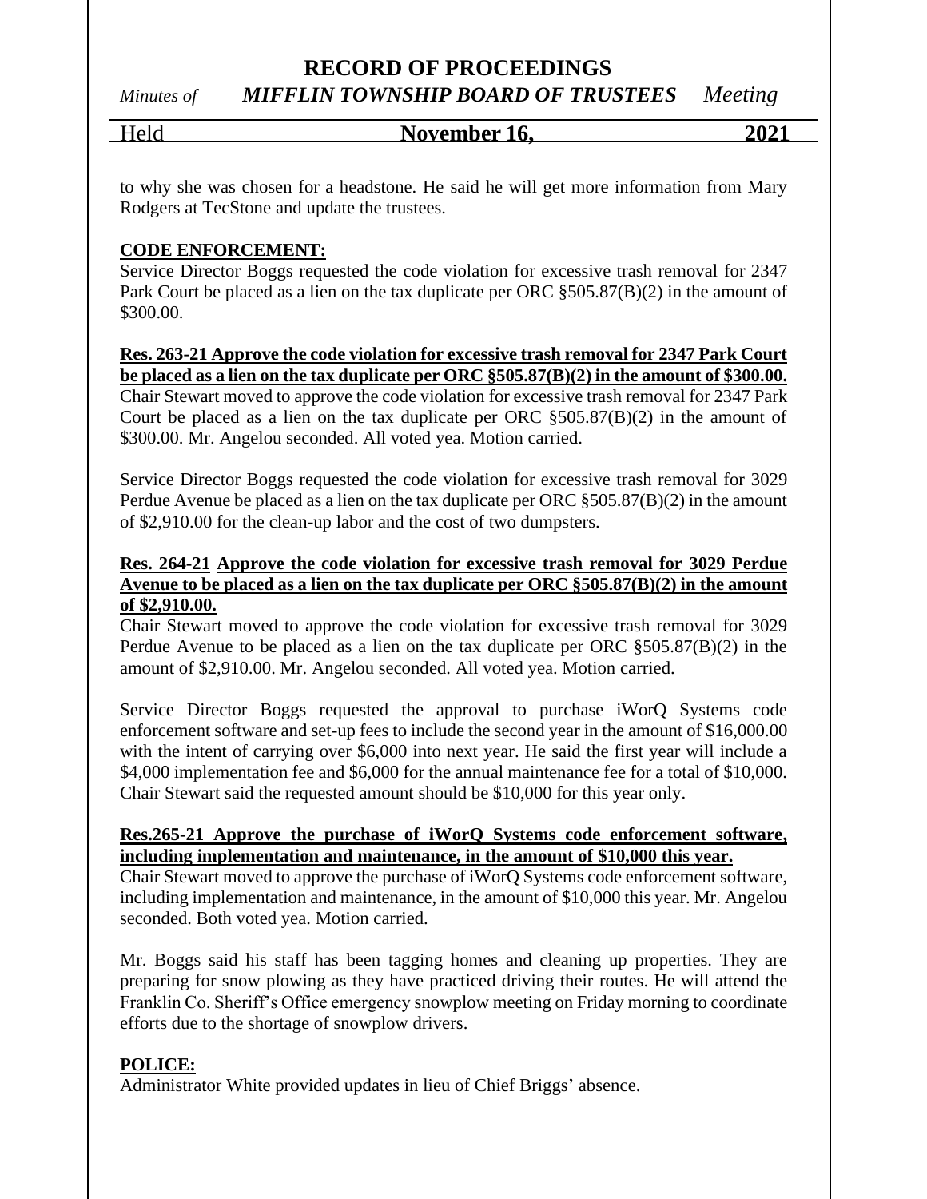to why she was chosen for a headstone. He said he will get more information from Mary Rodgers at TecStone and update the trustees.

**CODE ENFORCEMENT:**

Service Director Boggs requested the code violation for excessive trash removal for 2347 Park Court be placed as a lien on the tax duplicate per ORC §505.87(B)(2) in the amount of $300.00.

**Res. 263-21 Approve the code violation for excessive trash removal for 2347 Park Court be placed as a lien on the tax duplicate per ORC §505.87(B)(2) in the amount of $300.00.**

Chair Stewart moved to approve the code violation for excessive trash removal for 2347 Park Court be placed as a lien on the tax duplicate per ORC §505.87(B)(2) in the amount of $300.00. Mr. Angelou seconded. All voted yea. Motion carried.

Service Director Boggs requested the code violation for excessive trash removal for 3029 Perdue Avenue be placed as a lien on the tax duplicate per ORC §505.87(B)(2) in the amount of $2,910.00 for the clean-up labor and the cost of two dumpsters.

**Res. 264-21 Approve the code violation for excessive trash removal for 3029 Perdue Avenue to be placed as a lien on the tax duplicate per ORC §505.87(B)(2) in the amount of $2,910.00.**

Chair Stewart moved to approve the code violation for excessive trash removal for 3029 Perdue Avenue to be placed as a lien on the tax duplicate per ORC §505.87(B)(2) in the amount of $2,910.00. Mr. Angelou seconded. All voted yea. Motion carried.

Service Director Boggs requested the approval to purchase iWorQ Systems code enforcement software and set-up fees to include the second year in the amount of $16,000.00 with the intent of carrying over $6,000 into next year. He said the first year will include a $4,000 implementation fee and $6,000 for the annual maintenance fee for a total of $10,000. Chair Stewart said the requested amount should be $10,000 for this year only.

**Res.265-21 Approve the purchase of iWorQ Systems code enforcement software, including implementation and maintenance, in the amount of $10,000 this year.**

Chair Stewart moved to approve the purchase of iWorQ Systems code enforcement software, including implementation and maintenance, in the amount of $10,000 this year. Mr. Angelou seconded. Both voted yea. Motion carried.

Mr. Boggs said his staff has been tagging homes and cleaning up properties. They are preparing for snow plowing as they have practiced driving their routes. He will attend the Franklin Co. Sheriff's Office emergency snowplow meeting on Friday morning to coordinate efforts due to the shortage of snowplow drivers.

**POLICE:**

Administrator White provided updates in lieu of Chief Briggs' absence.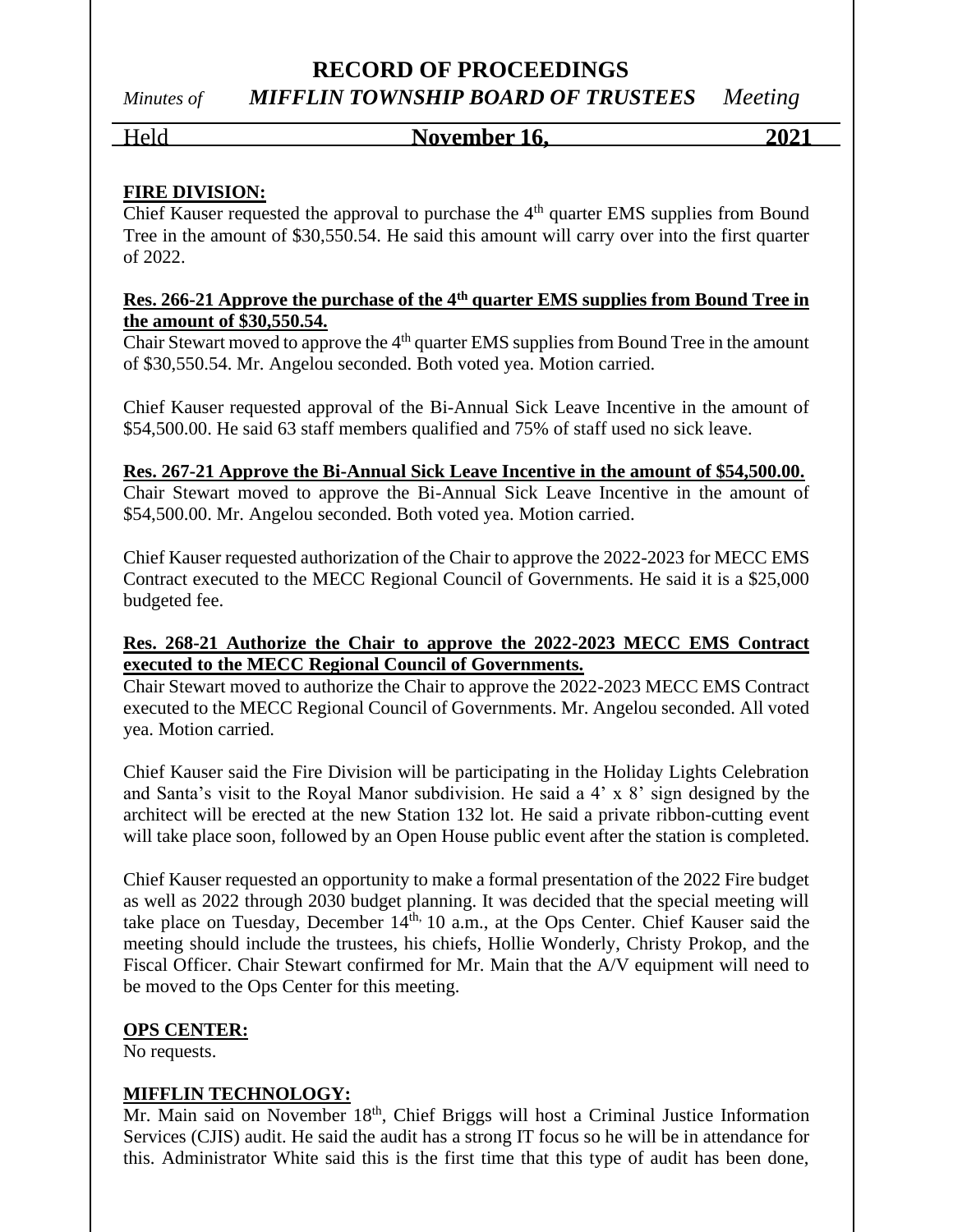**FIRE DIVISION:**

Chief Kauser requested the approval to purchase the 4th quarter EMS supplies from Bound Tree in the amount of $30,550.54. He said this amount will carry over into the first quarter of 2022.

**Res. 266-21 Approve the purchase of the 4th quarter EMS supplies from Bound Tree in the amount of $30,550.54.**

Chair Stewart moved to approve the 4th quarter EMS supplies from Bound Tree in the amount of $30,550.54. Mr. Angelou seconded. Both voted yea. Motion carried.

Chief Kauser requested approval of the Bi-Annual Sick Leave Incentive in the amount of $54,500.00. He said 63 staff members qualified and 75% of staff used no sick leave.

**Res. 267-21 Approve the Bi-Annual Sick Leave Incentive in the amount of $54,500.00.**

Chair Stewart moved to approve the Bi-Annual Sick Leave Incentive in the amount of $54,500.00. Mr. Angelou seconded. Both voted yea. Motion carried.

Chief Kauser requested authorization of the Chair to approve the 2022-2023 for MECC EMS Contract executed to the MECC Regional Council of Governments. He said it is a $25,000 budgeted fee.

**Res. 268-21 Authorize the Chair to approve the 2022-2023 MECC EMS Contract executed to the MECC Regional Council of Governments.**

Chair Stewart moved to authorize the Chair to approve the 2022-2023 MECC EMS Contract executed to the MECC Regional Council of Governments. Mr. Angelou seconded. All voted yea. Motion carried.

Chief Kauser said the Fire Division will be participating in the Holiday Lights Celebration and Santa's visit to the Royal Manor subdivision. He said a 4' x 8' sign designed by the architect will be erected at the new Station 132 lot. He said a private ribbon-cutting event will take place soon, followed by an Open House public event after the station is completed.

Chief Kauser requested an opportunity to make a formal presentation of the 2022 Fire budget as well as 2022 through 2030 budget planning. It was decided that the special meeting will take place on Tuesday, December 14th, 10 a.m., at the Ops Center. Chief Kauser said the meeting should include the trustees, his chiefs, Hollie Wonderly, Christy Prokop, and the Fiscal Officer. Chair Stewart confirmed for Mr. Main that the A/V equipment will need to be moved to the Ops Center for this meeting.

**OPS CENTER:**

No requests.

**MIFFLIN TECHNOLOGY:**

Mr. Main said on November 18th, Chief Briggs will host a Criminal Justice Information Services (CJIS) audit. He said the audit has a strong IT focus so he will be in attendance for this. Administrator White said this is the first time that this type of audit has been done,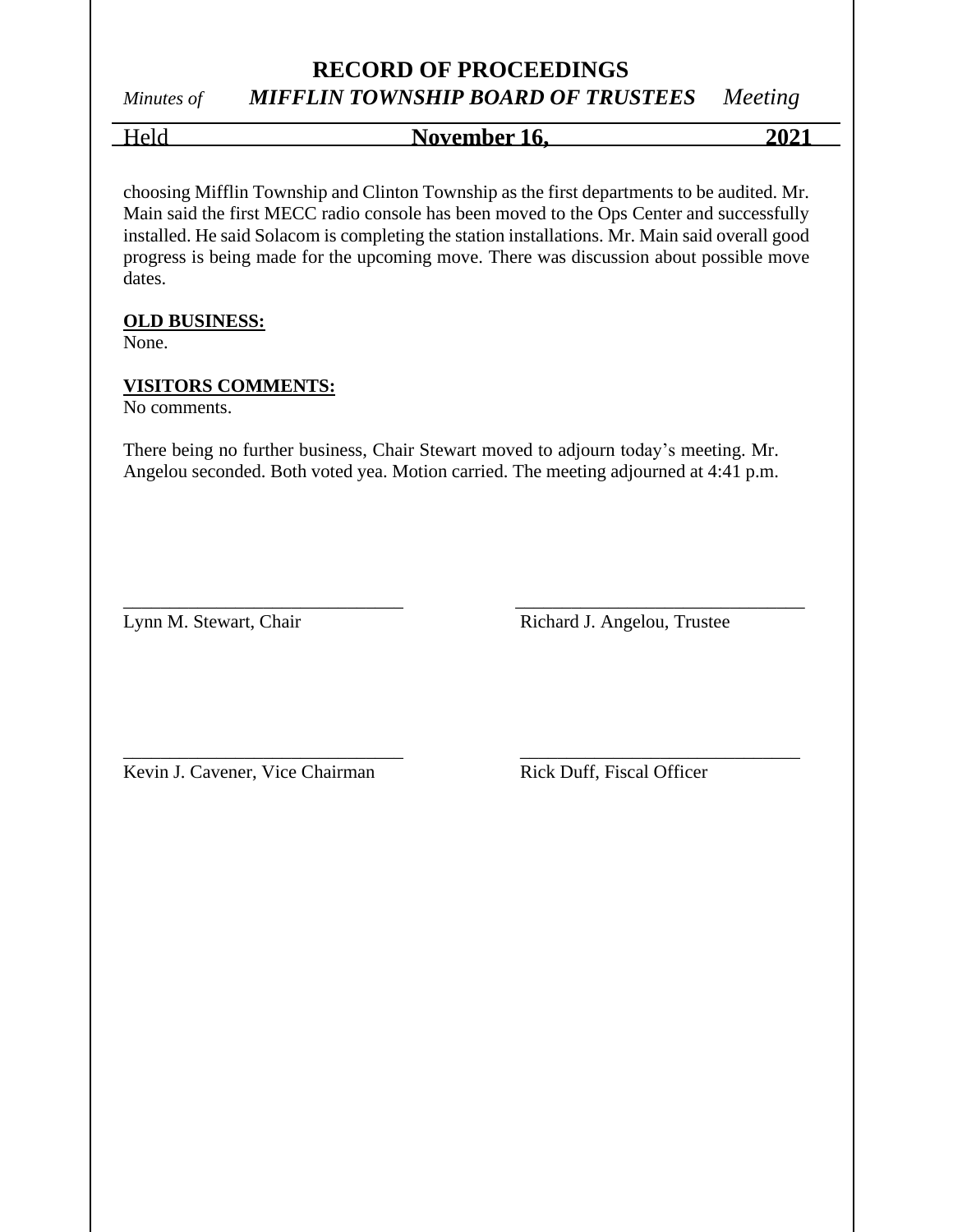choosing Mifflin Township and Clinton Township as the first departments to be audited. Mr. Main said the first MECC radio console has been moved to the Ops Center and successfully installed. He said Solacom is completing the station installations. Mr. Main said overall good progress is being made for the upcoming move. There was discussion about possible move dates.

**OLD BUSINESS:**
None.

**VISITORS COMMENTS:**
No comments.

There being no further business, Chair Stewart moved to adjourn today's meeting. Mr. Angelou seconded. Both voted yea. Motion carried. The meeting adjourned at 4:41 p.m.

______________________________
Lynn M. Stewart, Chair

______________________________
Richard J. Angelou, Trustee

______________________________
Kevin J. Cavener, Vice Chairman

______________________________
Rick Duff, Fiscal Officer